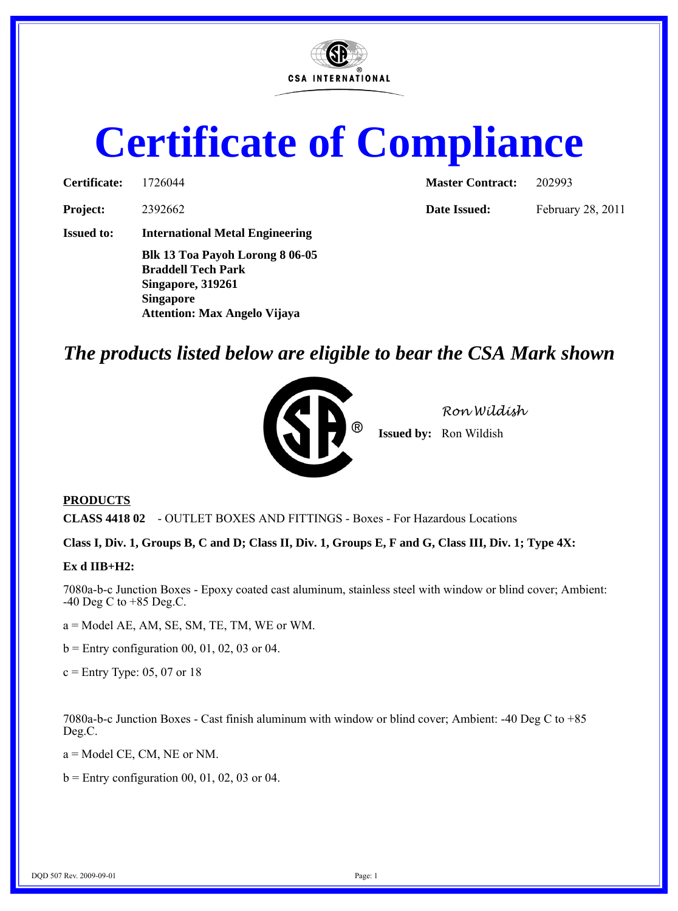CSA INTERNATIONAL

# Certificate of Compliance

| | | | |
|---|---|---|---|
| **Certificate:** | 1726044 | **Master Contract:** | 202993 |
| **Project:** | 2392662 | **Date Issued:** | February 28, 2011 |

**Issued to:** **International Metal Engineering**
**Blk 13 Toa Payoh Lorong 8 06-05**
**Braddell Tech Park**
**Singapore, 319261**
**Singapore**
**Attention: Max Angelo Vijaya**

## *The products listed below are eligible to bear the CSA Mark shown*

Ron Wildish

**Issued by:** Ron Wildish

**PRODUCTS**

**CLASS 4418 02** - OUTLET BOXES AND FITTINGS - Boxes - For Hazardous Locations

**Class I, Div. 1, Groups B, C and D; Class II, Div. 1, Groups E, F and G, Class III, Div. 1; Type 4X:**

**Ex d IIB+H2:**

7080a-b-c Junction Boxes - Epoxy coated cast aluminum, stainless steel with window or blind cover; Ambient: -40 Deg C to +85 Deg.C.

a = Model AE, AM, SE, SM, TE, TM, WE or WM.

b = Entry configuration 00, 01, 02, 03 or 04.

c = Entry Type: 05, 07 or 18

7080a-b-c Junction Boxes - Cast finish aluminum with window or blind cover; Ambient: -40 Deg C to +85 Deg.C.

a = Model CE, CM, NE or NM.

b = Entry configuration 00, 01, 02, 03 or 04.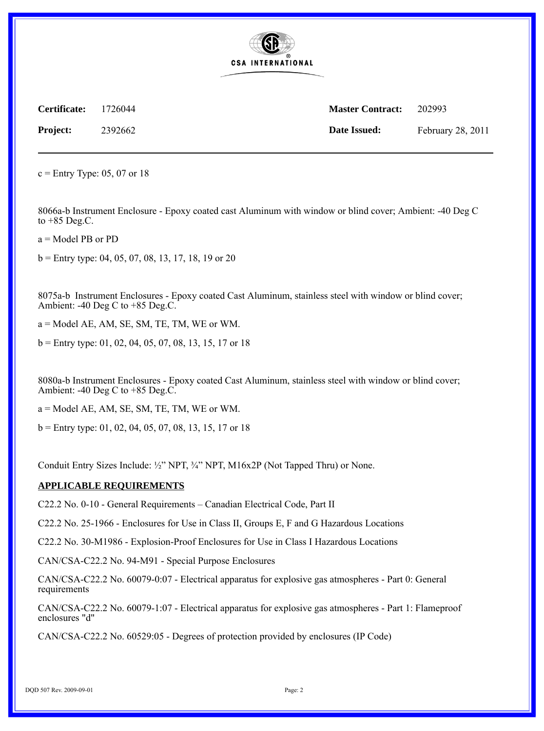| | | | |
|---|---|---|---|
| **Certificate:** | 1726044 | **Master Contract:** | 202993 |
| **Project:** | 2392662 | **Date Issued:** | February 28, 2011 |

c = Entry Type: 05, 07 or 18

8066a-b Instrument Enclosure - Epoxy coated cast Aluminum with window or blind cover; Ambient: -40 Deg C to +85 Deg.C.

a = Model PB or PD

b = Entry type: 04, 05, 07, 08, 13, 17, 18, 19 or 20

8075a-b Instrument Enclosures - Epoxy coated Cast Aluminum, stainless steel with window or blind cover; Ambient: -40 Deg C to +85 Deg.C.

a = Model AE, AM, SE, SM, TE, TM, WE or WM.

b = Entry type: 01, 02, 04, 05, 07, 08, 13, 15, 17 or 18

8080a-b Instrument Enclosures - Epoxy coated Cast Aluminum, stainless steel with window or blind cover; Ambient: -40 Deg C to +85 Deg.C.

a = Model AE, AM, SE, SM, TE, TM, WE or WM.

b = Entry type: 01, 02, 04, 05, 07, 08, 13, 15, 17 or 18

Conduit Entry Sizes Include: ½" NPT, ¾" NPT, M16x2P (Not Tapped Thru) or None.

## APPLICABLE REQUIREMENTS

C22.2 No. 0-10 - General Requirements – Canadian Electrical Code, Part II

C22.2 No. 25-1966 - Enclosures for Use in Class II, Groups E, F and G Hazardous Locations

C22.2 No. 30-M1986 - Explosion-Proof Enclosures for Use in Class I Hazardous Locations

CAN/CSA-C22.2 No. 94-M91 - Special Purpose Enclosures

CAN/CSA-C22.2 No. 60079-0:07 - Electrical apparatus for explosive gas atmospheres - Part 0: General requirements

CAN/CSA-C22.2 No. 60079-1:07 - Electrical apparatus for explosive gas atmospheres - Part 1: Flameproof enclosures "d"

CAN/CSA-C22.2 No. 60529:05 - Degrees of protection provided by enclosures (IP Code)